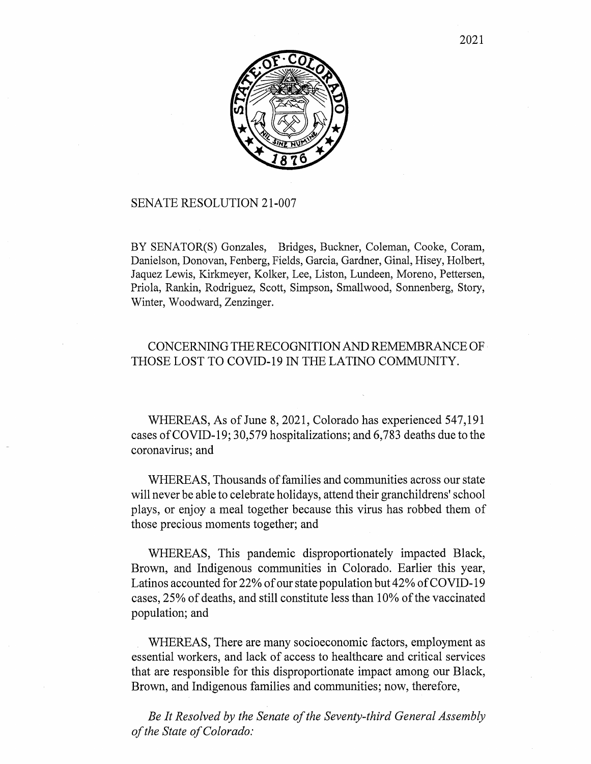2021

SENATE RESOLUTION 21-007

BY SENATOR(S) Gonzales, Bridges, Buckner, Coleman, Cooke, Coram, Danielson, Donovan, Fenberg, Fields, Garcia, Gardner, Ginal, Hisey, Holbert, Jaquez Lewis, Kirkmeyer, Kolker, Lee, Liston, Lundeen, Moreno, Pettersen, Priola, Rankin, Rodriguez, Scott, Simpson, Smallwood, Sonnenberg, Story, Winter, Woodward, Zenzinger.

CONCERNING THE RECOGNITION AND REMEMBRANCE OF THOSE LOST TO COVID-19 IN THE LATINO COMMUNITY.

WHEREAS, As of June 8, 2021, Colorado has experienced 547,191 cases of COVID-19; 30,579 hospitalizations; and 6,783 deaths due to the coronavirus; and

WHEREAS, Thousands of families and communities across our state will never be able to celebrate holidays, attend their granchildrens' school plays, or enjoy a meal together because this virus has robbed them of those precious moments together; and

WHEREAS, This pandemic disproportionately impacted Black, Brown, and Indigenous communities in Colorado. Earlier this year, Latinos accounted for 22% of our state population but 42% of COVID-19 cases, 25% of deaths, and still constitute less than 10% of the vaccinated population; and

WHEREAS, There are many socioeconomic factors, employment as essential workers, and lack of access to healthcare and critical services that are responsible for this disproportionate impact among our Black, Brown, and Indigenous families and communities; now, therefore,

*Be It Resolved by the Senate of the Seventy-third General Assembly of the State of Colorado:*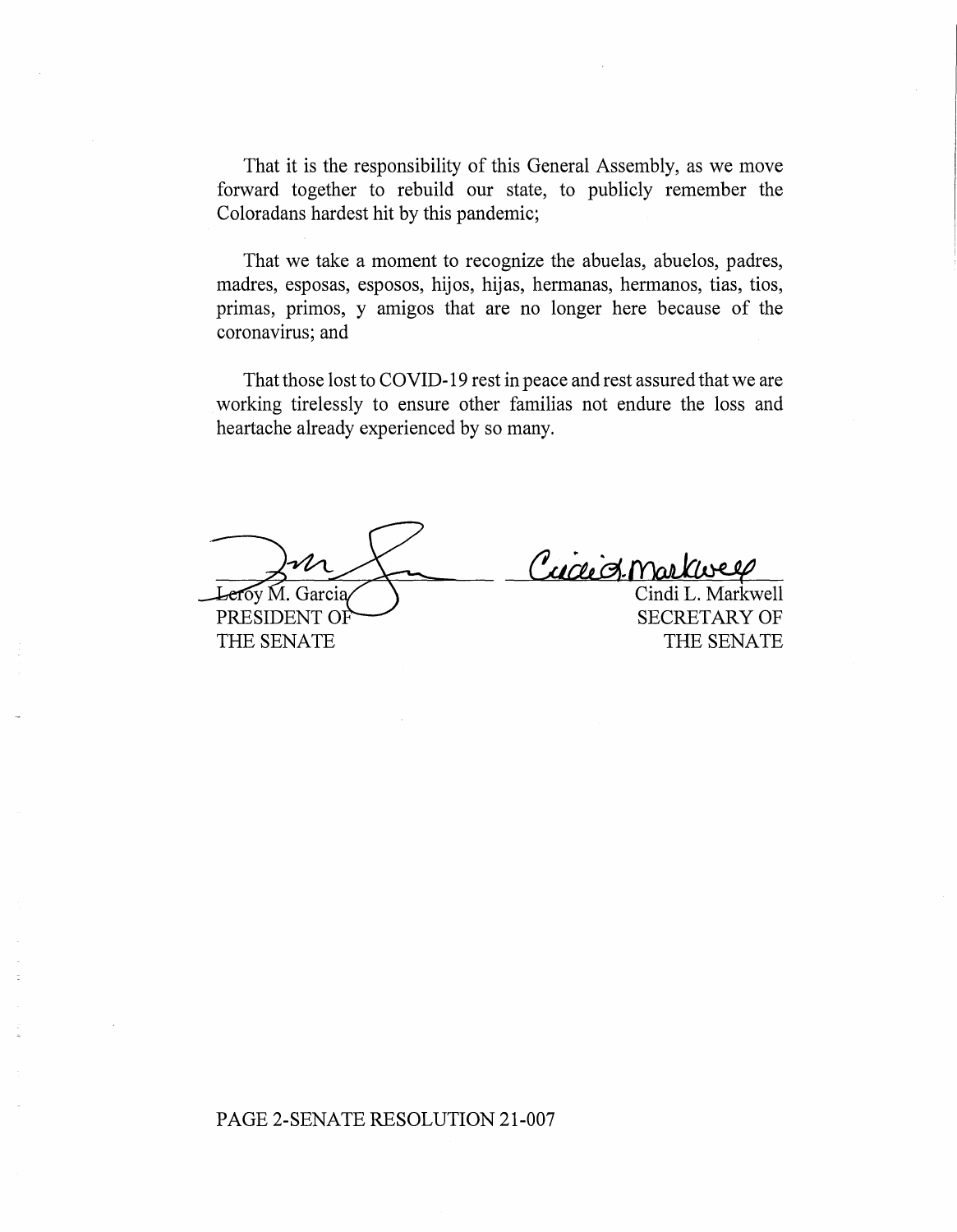That it is the responsibility of this General Assembly, as we move forward together to rebuild our state, to publicly remember the Coloradans hardest hit by this pandemic;

That we take a moment to recognize the abuelas, abuelos, padres, madres, esposas, esposos, hijos, hijas, hermanas, hermanos, tias, tios, primas, primos, y amigos that are no longer here because of the coronavirus; and

That those lost to COVID-19 rest in peace and rest assured that we are working tirelessly to ensure other familias not endure the loss and heartache already experienced by so many.

Leroy M. Garcia
PRESIDENT OF
THE SENATE

Cindi L. Markwell
SECRETARY OF
THE SENATE

PAGE 2-SENATE RESOLUTION 21-007